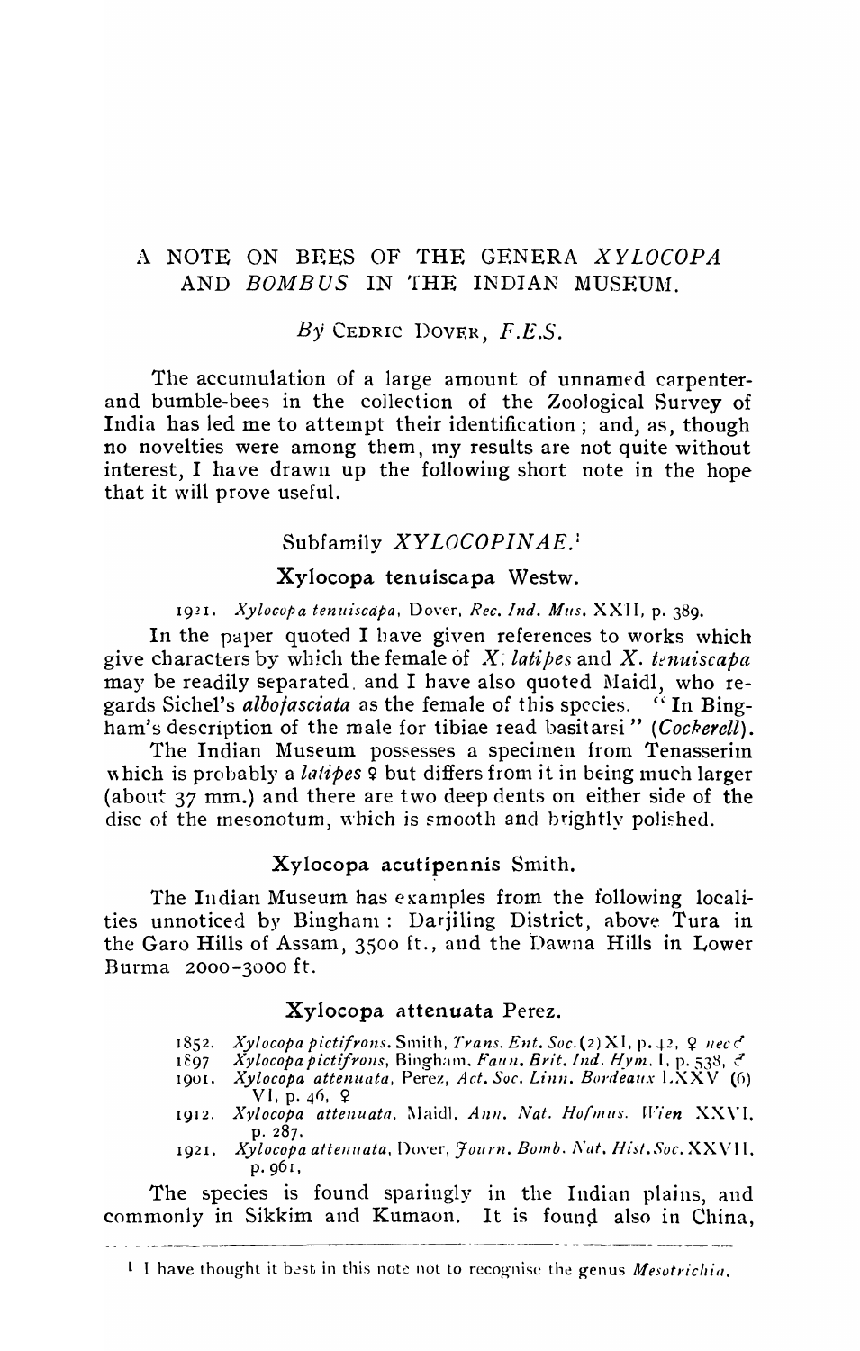# A NOTE ON BEES OF THE GENERA *XYLOCOPA* AND *BOMBUS* IN THE INDIAN MUSEUM.

*By* CEDRIC DOVER, *F.E.S.*

The accumulation of a large amount of unnamed carpenter- and bumble-bees in the collection of the Zoological Survey of India has led me to attempt their identification; and, as, though no novelties were among them, my results are not quite without interest, I have drawn up the following short note in the hope that it will prove useful.

## Subfamily *XYLOCOPINAE*.[1]

### Xylocopa tenuiscapa Westw.

1921. *Xylocopa tenuiscapa*, Dover, *Rec. Ind. Mus.* XXII, p. 389.

In the paper quoted I have given references to works which give characters by which the female of *X. latipes* and *X. tenuiscapa* may be readily separated, and I have also quoted Maidl, who regards Sichel's *albofasciata* as the female of this species. "In Bingham's description of the male for tibiae read basitarsi" (*Cockerell*).

The Indian Museum possesses a specimen from Tenasserim which is probably a *latipes* ♀ but differs from it in being much larger (about 37 mm.) and there are two deep dents on either side of the disc of the mesonotum, which is smooth and brightly polished.

### Xylocopa acutipennis Smith.

The Indian Museum has examples from the following localities unnoticed by Bingham: Darjiling District, above Tura in the Garo Hills of Assam, 3500 ft., and the Dawna Hills in Lower Burma 2000-3000 ft.

### Xylocopa attenuata Perez.

1852. *Xylocopa pictifrons*. Smith, *Trans. Ent. Soc.* (2) XI, p. 42, ♀ *nec* ♂
1897. *Xylocopa pictifrons*, Bingham, *Faun. Brit. Ind. Hym.* I, p. 538, ♂
1901. *Xylocopa attenuata*, Perez, *Act. Soc. Linn. Bordeaux* LXXV (6) VI, p. 46, ♀
1912. *Xylocopa attenuata*, Maidl, *Ann. Nat. Hofmus. Wien* XXVI, p. 287.
1921. *Xylocopa attenuata*, Dover, *Journ. Bomb. Nat. Hist. Soc.* XXVII, p. 961,

The species is found sparingly in the Indian plains, and commonly in Sikkim and Kumaon. It is found also in China,

[1] I have thought it best in this note not to recognise the genus *Mesotrichia*.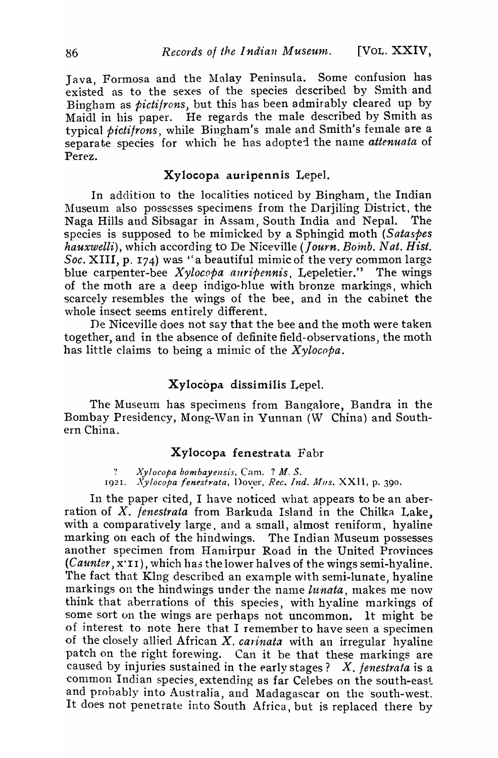Java, Formosa and the Malay Peninsula. Some confusion has existed as to the sexes of the species described by Smith and Bingham as *pictifrons*, but this has been admirably cleared up by Maidl in his paper. He regards the male described by Smith as typical *pictifrons*, while Bingham's male and Smith's female are a separate species for which he has adopted the name *attenuata* of Perez.

### Xylocopa auripennis Lepel.

In addition to the localities noticed by Bingham, the Indian Museum also possesses specimens from the Darjiling District, the Naga Hills and Sibsagar in Assam, South India and Nepal. The species is supposed to be mimicked by a Sphingid moth (*Sataspes hauxwelli*), which according to De Niceville (*Journ. Bomb. Nat. Hist. Soc.* XIII, p. 174) was "a beautiful mimic of the very common large blue carpenter-bee *Xylocopa auripennis*, Lepeletier." The wings of the moth are a deep indigo-blue with bronze markings, which scarcely resembles the wings of the bee, and in the cabinet the whole insect seems entirely different.

De Niceville does not say that the bee and the moth were taken together, and in the absence of definite field-observations, the moth has little claims to being a mimic of the *Xylocopa*.

### Xylocòpa dissimilis Lepel.

The Museum has specimens from Bangalore, Bandra in the Bombay Presidency, Mong-Wan in Yunnan (W China) and Southern China.

### Xylocopa fenestrata Fabr

? *Xylocopa bombayensis*, Cam. ? *M. S.*
1921. *Xylocopa fenestrata*, Dover, *Rec. Ind. Mus.* XXII, p. 390.

In the paper cited, I have noticed what appears to be an aberration of *X. fenestrata* from Barkuda Island in the Chilka Lake, with a comparatively large, and a small, almost reniform, hyaline marking on each of the hindwings. The Indian Museum possesses another specimen from Hamirpur Road in the United Provinces (*Caunter*, x·11), which has the lower halves of the wings semi-hyaline. The fact that King described an example with semi-lunate, hyaline markings on the hindwings under the name *lunata*, makes me now think that aberrations of this species, with hyaline markings of some sort on the wings are perhaps not uncommon. It might be of interest to note here that I remember to have seen a specimen of the closely allied African *X. carinata* with an irregular hyaline patch on the right forewing. Can it be that these markings are caused by injuries sustained in the early stages? *X. fenestrata* is a common Indian species, extending as far Celebes on the south-east and probably into Australia, and Madagascar on the south-west. It does not penetrate into South Africa, but is replaced there by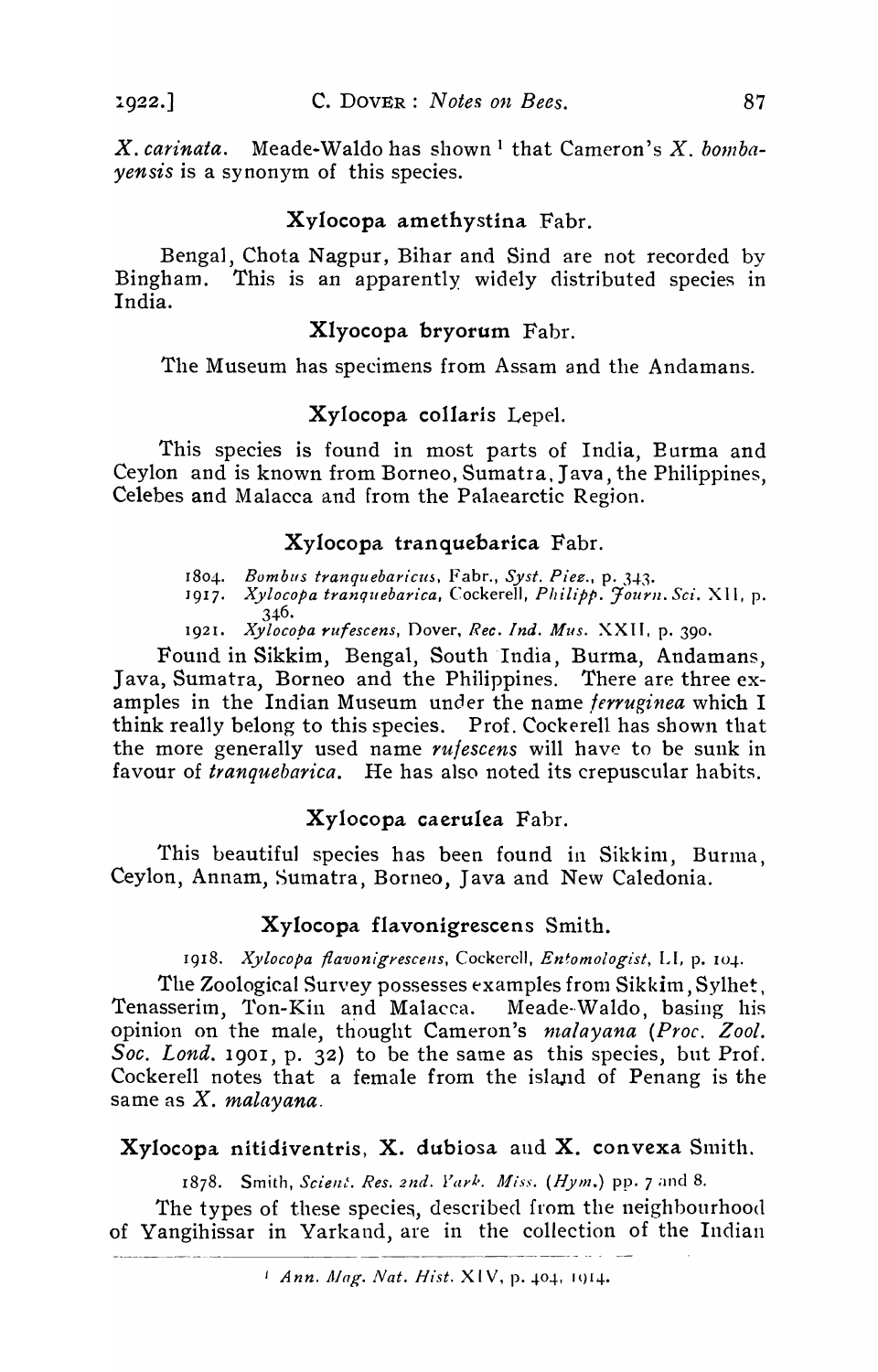*X. carinata*. Meade-Waldo has shown [1] that Cameron's *X. bombayensis* is a synonym of this species.

### Xylocopa amethystina Fabr.

Bengal, Chota Nagpur, Bihar and Sind are not recorded by Bingham. This is an apparently widely distributed species in India.

### Xlyocopa bryorum Fabr.

The Museum has specimens from Assam and the Andamans.

### Xylocopa collaris Lepel.

This species is found in most parts of India, Burma and Ceylon and is known from Borneo, Sumatra, Java, the Philippines, Celebes and Malacca and from the Palaearctic Region.

### Xylocopa tranquebarica Fabr.

1804. *Bombus tranquebaricus*, Fabr., *Syst. Piez.*, p. 343.
1917. *Xylocopa tranquebarica*, Cockerell, *Philipp. Journ. Sci.* XII, p. 346.
1921. *Xylocopa rufescens*, Dover, *Rec. Ind. Mus.* XXII, p. 390.

Found in Sikkim, Bengal, South India, Burma, Andamans, Java, Sumatra, Borneo and the Philippines. There are three examples in the Indian Museum under the name *ferruginea* which I think really belong to this species. Prof. Cockerell has shown that the more generally used name *rufescens* will have to be sunk in favour of *tranquebarica*. He has also noted its crepuscular habits.

### Xylocopa caerulea Fabr.

This beautiful species has been found in Sikkim, Burma, Ceylon, Annam, Sumatra, Borneo, Java and New Caledonia.

### Xylocopa flavonigrescens Smith.

1918. *Xylocopa flavonigrescens*, Cockerell, *Entomologist*, LI, p. 104.

The Zoological Survey possesses examples from Sikkim, Sylhet, Tenasserim, Ton-Kin and Malacca. Meade-Waldo, basing his opinion on the male, thought Cameron's *malayana* (*Proc. Zool. Soc. Lond.* 1901, p. 32) to be the same as this species, but Prof. Cockerell notes that a female from the island of Penang is the same as *X. malayana*.

### Xylocopa nitidiventris, X. dubiosa and X. convexa Smith.

1878. Smith, *Scient. Res. 2nd. Yark. Miss.* (*Hym.*) pp. 7 and 8.

The types of these species, described from the neighbourhood of Yangihissar in Yarkand, are in the collection of the Indian

[1] *Ann. Mag. Nat. Hist.* XIV, p. 404, 1914.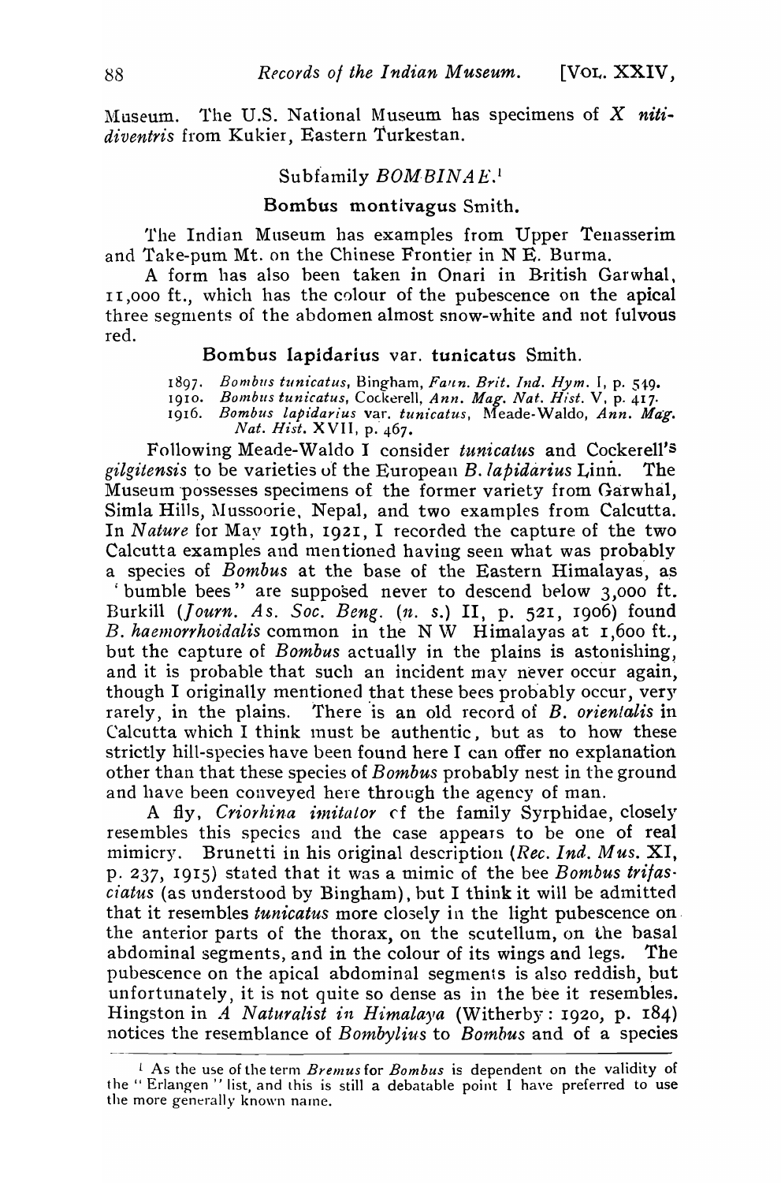Museum. The U.S. National Museum has specimens of *X nitidiventris* from Kukier, Eastern Turkestan.

### Subfamily *BOMBINAE*.[1]

### Bombus montivagus Smith.

The Indian Museum has examples from Upper Tenasserim and Take-pum Mt. on the Chinese Frontier in N E. Burma.

A form has also been taken in Onari in British Garwhal, 11,000 ft., which has the colour of the pubescence on the apical three segments of the abdomen almost snow-white and not fulvous red.

### Bombus lapidarius var. tunicatus Smith.

1897. *Bombus tunicatus*, Bingham, *Faun. Brit. Ind. Hym.* I, p. 549.
1910. *Bombus tunicatus*, Cockerell, *Ann. Mag. Nat. Hist.* V, p. 417.
1916. *Bombus lapidarius* var. *tunicatus*, Meade-Waldo, *Ann. Mag. Nat. Hist.* XVII, p. 467.

Following Meade-Waldo I consider *tunicatus* and Cockerell's *gilgitensis* to be varieties of the European *B. lapidarius* Linn. The Museum possesses specimens of the former variety from Garwhal, Simla Hills, Mussoorie, Nepal, and two examples from Calcutta. In *Nature* for May 19th, 1921, I recorded the capture of the two Calcutta examples and mentioned having seen what was probably a species of *Bombus* at the base of the Eastern Himalayas, as "bumble bees" are supposed never to descend below 3,000 ft. Burkill (*Journ. As. Soc. Beng.* (*n. s.*) II, p. 521, 1906) found *B. haemorrhoidalis* common in the N W Himalayas at 1,600 ft., but the capture of *Bombus* actually in the plains is astonishing, and it is probable that such an incident may never occur again, though I originally mentioned that these bees probably occur, very rarely, in the plains. There is an old record of *B. orientalis* in Calcutta which I think must be authentic, but as to how these strictly hill-species have been found here I can offer no explanation other than that these species of *Bombus* probably nest in the ground and have been conveyed here through the agency of man.

A fly, *Criorhina imitator* of the family Syrphidae, closely resembles this species and the case appears to be one of real mimicry. Brunetti in his original description (*Rec. Ind. Mus.* XI, p. 237, 1915) stated that it was a mimic of the bee *Bombus trifasciatus* (as understood by Bingham), but I think it will be admitted that it resembles *tunicatus* more closely in the light pubescence on the anterior parts of the thorax, on the scutellum, on the basal abdominal segments, and in the colour of its wings and legs. The pubescence on the apical abdominal segments is also reddish, but unfortunately, it is not quite so dense as in the bee it resembles. Hingston in *A Naturalist in Himalaya* (Witherby: 1920, p. 184) notices the resemblance of *Bombylius* to *Bombus* and of a species

[1] As the use of the term *Bremus* for *Bombus* is dependent on the validity of the "Erlangen" list, and this is still a debatable point I have preferred to use the more generally known name.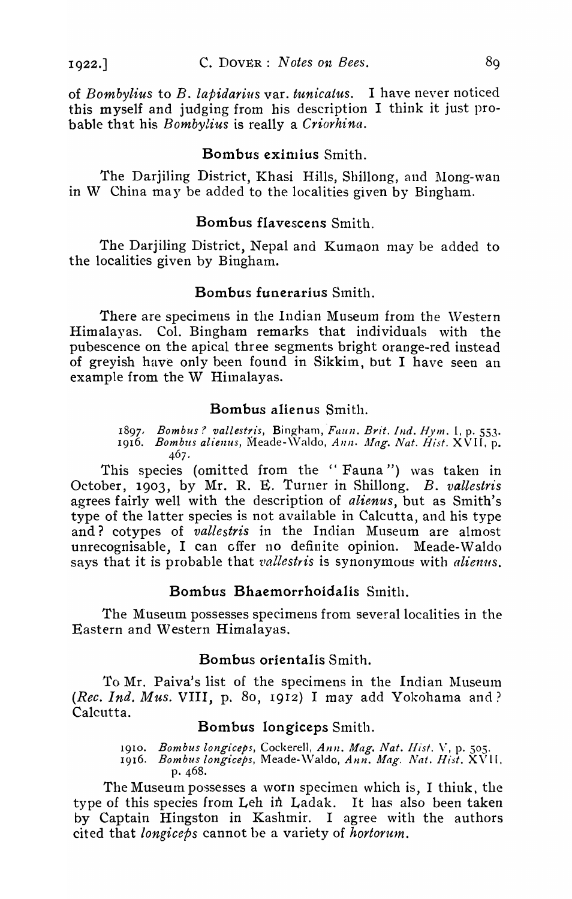of *Bombylius* to *B. lapidarius* var. *tunicatus*. I have never noticed this myself and judging from his description I think it just probable that his *Bombylius* is really a *Criorhina*.

### Bombus eximius Smith.

The Darjiling District, Khasi Hills, Shillong, and Mong-wan in W China may be added to the localities given by Bingham.

### Bombus flavescens Smith.

The Darjiling District, Nepal and Kumaon may be added to the localities given by Bingham.

### Bombus funerarius Smith.

There are specimens in the Indian Museum from the Western Himalayas. Col. Bingham remarks that individuals with the pubescence on the apical three segments bright orange-red instead of greyish have only been found in Sikkim, but I have seen an example from the W Himalayas.

### Bombus alienus Smith.

1897. *Bombus? vallestris*, Bingham, *Faun. Brit. Ind. Hym.* I, p. 553.
1916. *Bombus alienus*, Meade-Waldo, *Ann. Mag. Nat. Hist.* XVII, p. 467.

This species (omitted from the "Fauna") was taken in October, 1903, by Mr. R. E. Turner in Shillong. *B. vallestris* agrees fairly well with the description of *alienus*, but as Smith's type of the latter species is not available in Calcutta, and his type and? cotypes of *vallestris* in the Indian Museum are almost unrecognisable, I can offer no definite opinion. Meade-Waldo says that it is probable that *vallestris* is synonymous with *alienus*.

### Bombus Bhaemorrhoidalis Smith.

The Museum possesses specimens from several localities in the Eastern and Western Himalayas.

### Bombus orientalis Smith.

To Mr. Paiva's list of the specimens in the Indian Museum (*Rec. Ind. Mus.* VIII, p. 80, 1912) I may add Yokohama and? Calcutta.

### Bombus longiceps Smith.

1910. *Bombus longiceps*, Cockerell, *Ann. Mag. Nat. Hist.* V, p. 505.
1916. *Bombus longiceps*, Meade-Waldo, *Ann. Mag. Nat. Hist.* XVII, p. 468.

The Museum possesses a worn specimen which is, I think, the type of this species from Leh in Ladak. It has also been taken by Captain Hingston in Kashmir. I agree with the authors cited that *longiceps* cannot be a variety of *hortorum*.